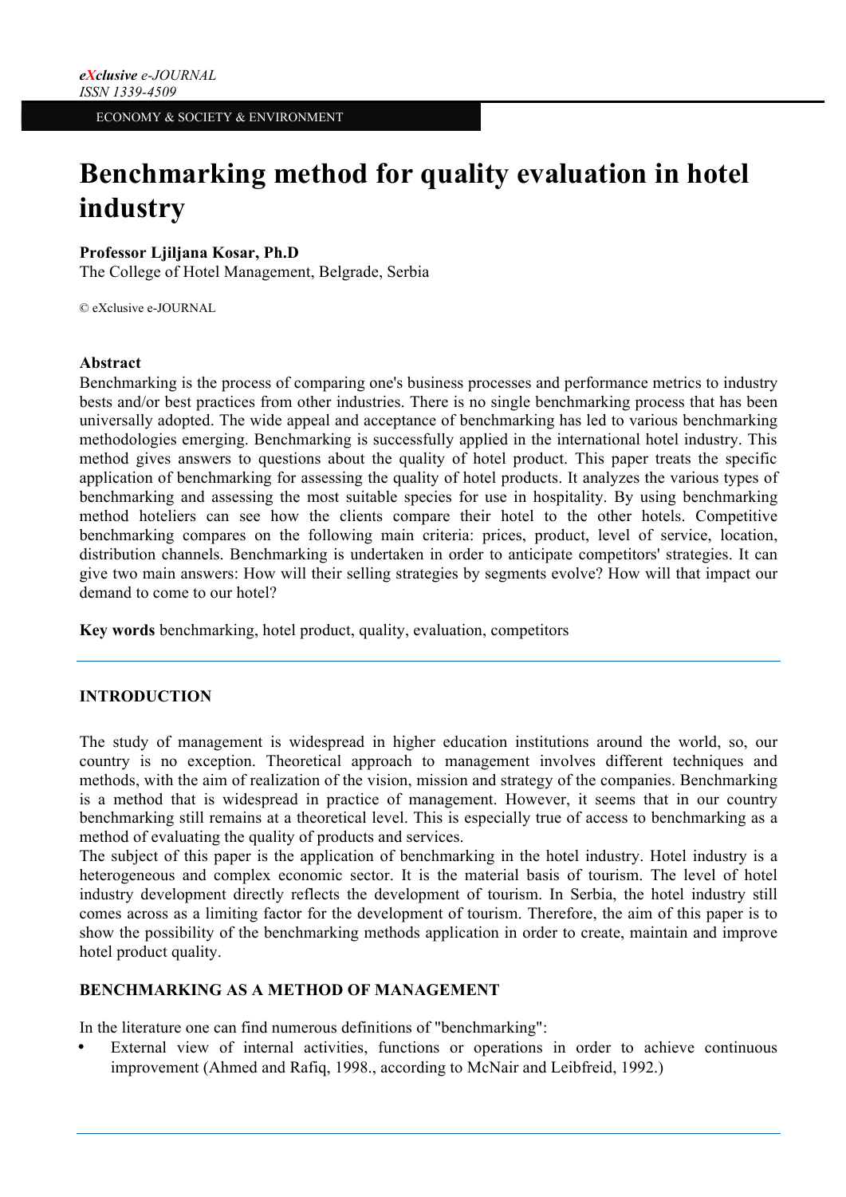# Benchmarking method for quality evaluation in hotel industry

**Professor Ljiljana Kosar, Ph.D**
The College of Hotel Management, Belgrade, Serbia

© eXclusive e-JOURNAL

**Abstract**
Benchmarking is the process of comparing one's business processes and performance metrics to industry bests and/or best practices from other industries. There is no single benchmarking process that has been universally adopted. The wide appeal and acceptance of benchmarking has led to various benchmarking methodologies emerging. Benchmarking is successfully applied in the international hotel industry. This method gives answers to questions about the quality of hotel product. This paper treats the specific application of benchmarking for assessing the quality of hotel products. It analyzes the various types of benchmarking and assessing the most suitable species for use in hospitality. By using benchmarking method hoteliers can see how the clients compare their hotel to the other hotels. Competitive benchmarking compares on the following main criteria: prices, product, level of service, location, distribution channels. Benchmarking is undertaken in order to anticipate competitors' strategies. It can give two main answers: How will their selling strategies by segments evolve? How will that impact our demand to come to our hotel?

**Key words** benchmarking, hotel product, quality, evaluation, competitors

## INTRODUCTION

The study of management is widespread in higher education institutions around the world, so, our country is no exception. Theoretical approach to management involves different techniques and methods, with the aim of realization of the vision, mission and strategy of the companies. Benchmarking is a method that is widespread in practice of management. However, it seems that in our country benchmarking still remains at a theoretical level. This is especially true of access to benchmarking as a method of evaluating the quality of products and services.
The subject of this paper is the application of benchmarking in the hotel industry. Hotel industry is a heterogeneous and complex economic sector. It is the material basis of tourism. The level of hotel industry development directly reflects the development of tourism. In Serbia, the hotel industry still comes across as a limiting factor for the development of tourism. Therefore, the aim of this paper is to show the possibility of the benchmarking methods application in order to create, maintain and improve hotel product quality.

## BENCHMARKING AS A METHOD OF MANAGEMENT

In the literature one can find numerous definitions of "benchmarking":

- External view of internal activities, functions or operations in order to achieve continuous improvement (Ahmed and Rafiq, 1998., according to McNair and Leibfreid, 1992.)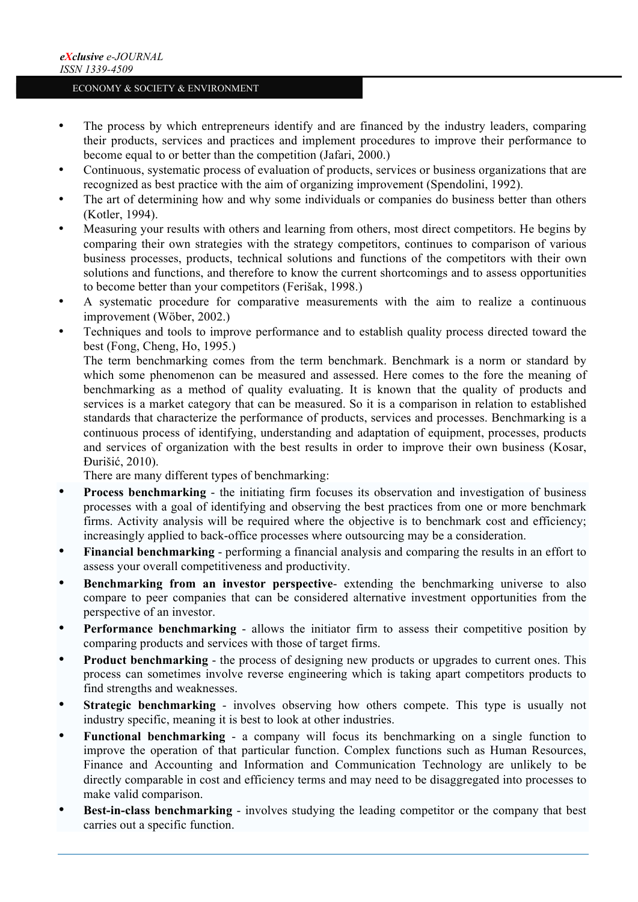- The process by which entrepreneurs identify and are financed by the industry leaders, comparing their products, services and practices and implement procedures to improve their performance to become equal to or better than the competition (Jafari, 2000.)
- Continuous, systematic process of evaluation of products, services or business organizations that are recognized as best practice with the aim of organizing improvement (Spendolini, 1992).
- The art of determining how and why some individuals or companies do business better than others (Kotler, 1994).
- Measuring your results with others and learning from others, most direct competitors. He begins by comparing their own strategies with the strategy competitors, continues to comparison of various business processes, products, technical solutions and functions of the competitors with their own solutions and functions, and therefore to know the current shortcomings and to assess opportunities to become better than your competitors (Ferišak, 1998.)
- A systematic procedure for comparative measurements with the aim to realize a continuous improvement (Wöber, 2002.)
- Techniques and tools to improve performance and to establish quality process directed toward the best (Fong, Cheng, Ho, 1995.)

  The term benchmarking comes from the term benchmark. Benchmark is a norm or standard by which some phenomenon can be measured and assessed. Here comes to the fore the meaning of benchmarking as a method of quality evaluating. It is known that the quality of products and services is a market category that can be measured. So it is a comparison in relation to established standards that characterize the performance of products, services and processes. Benchmarking is a continuous process of identifying, understanding and adaptation of equipment, processes, products and services of organization with the best results in order to improve their own business (Kosar, Đurišić, 2010).

  There are many different types of benchmarking:

- **Process benchmarking** - the initiating firm focuses its observation and investigation of business processes with a goal of identifying and observing the best practices from one or more benchmark firms. Activity analysis will be required where the objective is to benchmark cost and efficiency; increasingly applied to back-office processes where outsourcing may be a consideration.
- **Financial benchmarking** - performing a financial analysis and comparing the results in an effort to assess your overall competitiveness and productivity.
- **Benchmarking from an investor perspective**- extending the benchmarking universe to also compare to peer companies that can be considered alternative investment opportunities from the perspective of an investor.
- **Performance benchmarking** - allows the initiator firm to assess their competitive position by comparing products and services with those of target firms.
- **Product benchmarking** - the process of designing new products or upgrades to current ones. This process can sometimes involve reverse engineering which is taking apart competitors products to find strengths and weaknesses.
- **Strategic benchmarking** - involves observing how others compete. This type is usually not industry specific, meaning it is best to look at other industries.
- **Functional benchmarking** - a company will focus its benchmarking on a single function to improve the operation of that particular function. Complex functions such as Human Resources, Finance and Accounting and Information and Communication Technology are unlikely to be directly comparable in cost and efficiency terms and may need to be disaggregated into processes to make valid comparison.
- **Best-in-class benchmarking** - involves studying the leading competitor or the company that best carries out a specific function.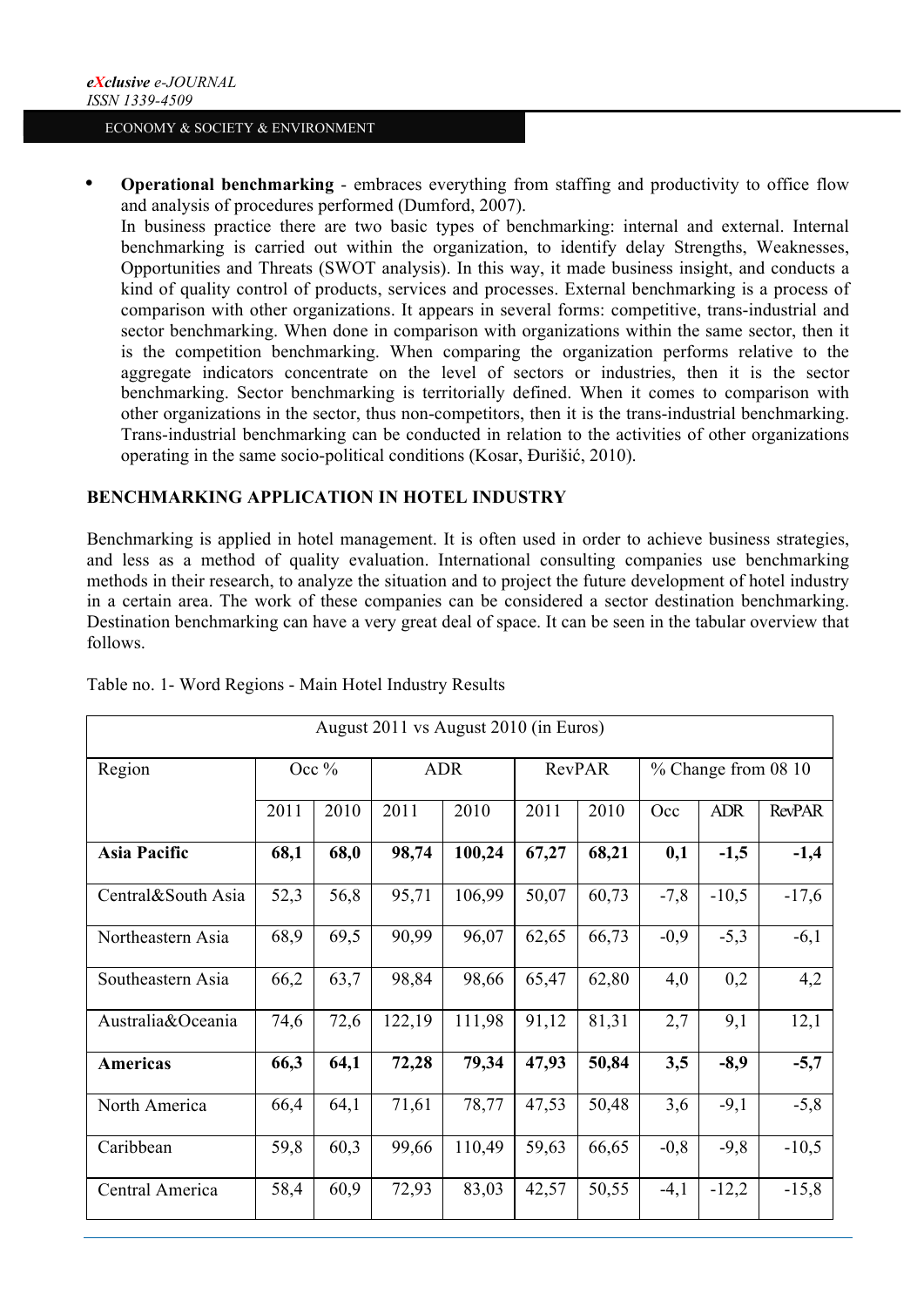- **Operational benchmarking** - embraces everything from staffing and productivity to office flow and analysis of procedures performed (Dumford, 2007).

  In business practice there are two basic types of benchmarking: internal and external. Internal benchmarking is carried out within the organization, to identify delay Strengths, Weaknesses, Opportunities and Threats (SWOT analysis). In this way, it made business insight, and conducts a kind of quality control of products, services and processes. External benchmarking is a process of comparison with other organizations. It appears in several forms: competitive, trans-industrial and sector benchmarking. When done in comparison with organizations within the same sector, then it is the competition benchmarking. When comparing the organization performs relative to the aggregate indicators concentrate on the level of sectors or industries, then it is the sector benchmarking. Sector benchmarking is territorially defined. When it comes to comparison with other organizations in the sector, thus non-competitors, then it is the trans-industrial benchmarking. Trans-industrial benchmarking can be conducted in relation to the activities of other organizations operating in the same socio-political conditions (Kosar, Đurišić, 2010).

## BENCHMARKING APPLICATION IN HOTEL INDUSTRY

Benchmarking is applied in hotel management. It is often used in order to achieve business strategies, and less as a method of quality evaluation. International consulting companies use benchmarking methods in their research, to analyze the situation and to project the future development of hotel industry in a certain area. The work of these companies can be considered a sector destination benchmarking. Destination benchmarking can have a very great deal of space. It can be seen in the tabular overview that follows.

Table no. 1- Word Regions - Main Hotel Industry Results

| August 2011 vs August 2010 (in Euros) | | | | | | | | | |
|---|---|---|---|---|---|---|---|---|---|
| Region | Occ % | | ADR | | RevPAR | | % Change from 08 10 | | |
| | 2011 | 2010 | 2011 | 2010 | 2011 | 2010 | Occ | ADR | RevPAR |
| **Asia Pacific** | **68,1** | **68,0** | **98,74** | **100,24** | **67,27** | **68,21** | **0,1** | **-1,5** | **-1,4** |
| Central&South Asia | 52,3 | 56,8 | 95,71 | 106,99 | 50,07 | 60,73 | -7,8 | -10,5 | -17,6 |
| Northeastern Asia | 68,9 | 69,5 | 90,99 | 96,07 | 62,65 | 66,73 | -0,9 | -5,3 | -6,1 |
| Southeastern Asia | 66,2 | 63,7 | 98,84 | 98,66 | 65,47 | 62,80 | 4,0 | 0,2 | 4,2 |
| Australia&Oceania | 74,6 | 72,6 | 122,19 | 111,98 | 91,12 | 81,31 | 2,7 | 9,1 | 12,1 |
| **Americas** | **66,3** | **64,1** | **72,28** | **79,34** | **47,93** | **50,84** | **3,5** | **-8,9** | **-5,7** |
| North America | 66,4 | 64,1 | 71,61 | 78,77 | 47,53 | 50,48 | 3,6 | -9,1 | -5,8 |
| Caribbean | 59,8 | 60,3 | 99,66 | 110,49 | 59,63 | 66,65 | -0,8 | -9,8 | -10,5 |
| Central America | 58,4 | 60,9 | 72,93 | 83,03 | 42,57 | 50,55 | -4,1 | -12,2 | -15,8 |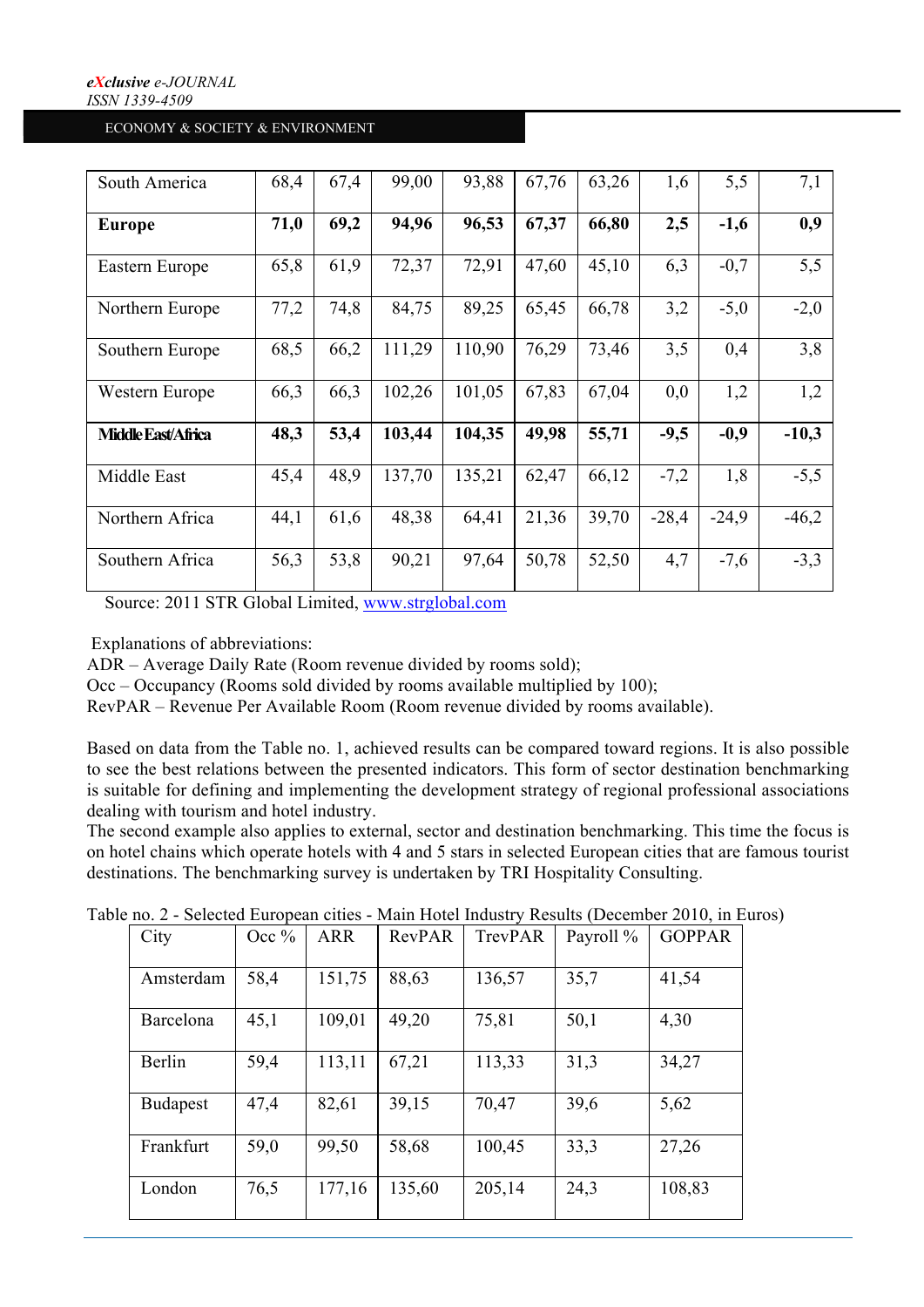| South America | 68,4 | 67,4 | 99,00 | 93,88 | 67,76 | 63,26 | 1,6 | 5,5 | 7,1 |
|---|---|---|---|---|---|---|---|---|---|
| **Europe** | **71,0** | **69,2** | **94,96** | **96,53** | **67,37** | **66,80** | **2,5** | **-1,6** | **0,9** |
| Eastern Europe | 65,8 | 61,9 | 72,37 | 72,91 | 47,60 | 45,10 | 6,3 | -0,7 | 5,5 |
| Northern Europe | 77,2 | 74,8 | 84,75 | 89,25 | 65,45 | 66,78 | 3,2 | -5,0 | -2,0 |
| Southern Europe | 68,5 | 66,2 | 111,29 | 110,90 | 76,29 | 73,46 | 3,5 | 0,4 | 3,8 |
| Western Europe | 66,3 | 66,3 | 102,26 | 101,05 | 67,83 | 67,04 | 0,0 | 1,2 | 1,2 |
| **Middle East/Africa** | **48,3** | **53,4** | **103,44** | **104,35** | **49,98** | **55,71** | **-9,5** | **-0,9** | **-10,3** |
| Middle East | 45,4 | 48,9 | 137,70 | 135,21 | 62,47 | 66,12 | -7,2 | 1,8 | -5,5 |
| Northern Africa | 44,1 | 61,6 | 48,38 | 64,41 | 21,36 | 39,70 | -28,4 | -24,9 | -46,2 |
| Southern Africa | 56,3 | 53,8 | 90,21 | 97,64 | 50,78 | 52,50 | 4,7 | -7,6 | -3,3 |

Source: 2011 STR Global Limited, www.strglobal.com

Explanations of abbreviations:
ADR – Average Daily Rate (Room revenue divided by rooms sold);
Occ – Occupancy (Rooms sold divided by rooms available multiplied by 100);
RevPAR – Revenue Per Available Room (Room revenue divided by rooms available).

Based on data from the Table no. 1, achieved results can be compared toward regions. It is also possible to see the best relations between the presented indicators. This form of sector destination benchmarking is suitable for defining and implementing the development strategy of regional professional associations dealing with tourism and hotel industry.
The second example also applies to external, sector and destination benchmarking. This time the focus is on hotel chains which operate hotels with 4 and 5 stars in selected European cities that are famous tourist destinations. The benchmarking survey is undertaken by TRI Hospitality Consulting.

Table no. 2 - Selected European cities - Main Hotel Industry Results (December 2010, in Euros)

| City | Occ % | ARR | RevPAR | TrevPAR | Payroll % | GOPPAR |
|---|---|---|---|---|---|---|
| Amsterdam | 58,4 | 151,75 | 88,63 | 136,57 | 35,7 | 41,54 |
| Barcelona | 45,1 | 109,01 | 49,20 | 75,81 | 50,1 | 4,30 |
| Berlin | 59,4 | 113,11 | 67,21 | 113,33 | 31,3 | 34,27 |
| Budapest | 47,4 | 82,61 | 39,15 | 70,47 | 39,6 | 5,62 |
| Frankfurt | 59,0 | 99,50 | 58,68 | 100,45 | 33,3 | 27,26 |
| London | 76,5 | 177,16 | 135,60 | 205,14 | 24,3 | 108,83 |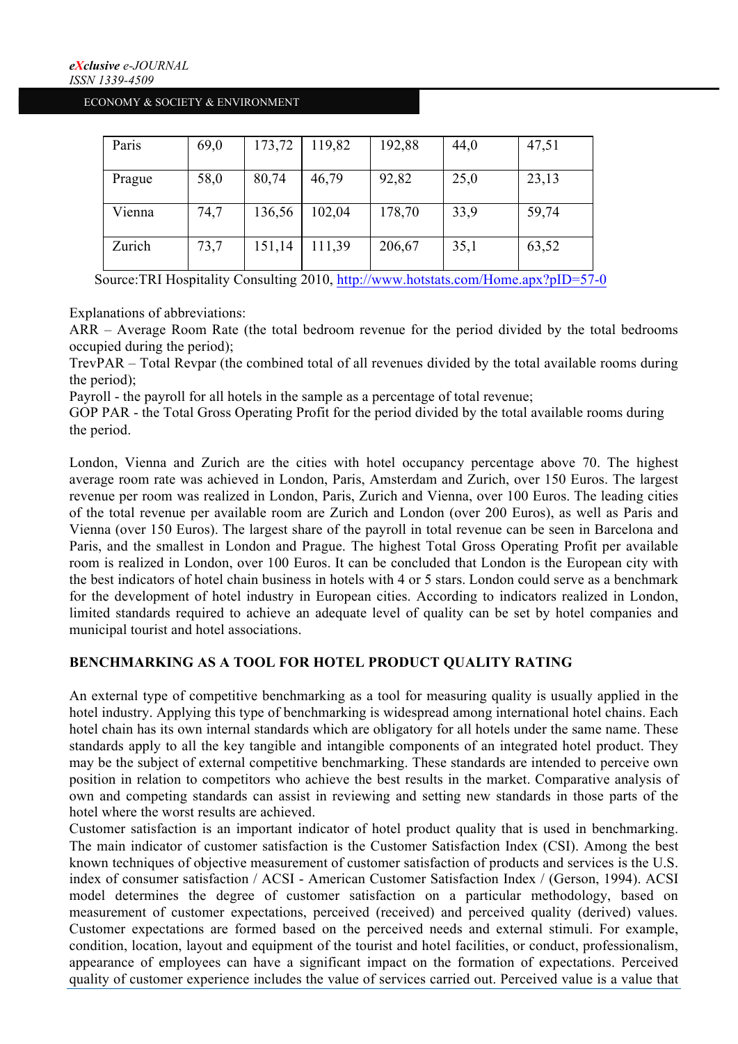| Paris | 69,0 | 173,72 | 119,82 | 192,88 | 44,0 | 47,51 |
|---|---|---|---|---|---|---|
| Prague | 58,0 | 80,74 | 46,79 | 92,82 | 25,0 | 23,13 |
| Vienna | 74,7 | 136,56 | 102,04 | 178,70 | 33,9 | 59,74 |
| Zurich | 73,7 | 151,14 | 111,39 | 206,67 | 35,1 | 63,52 |

Source:TRI Hospitality Consulting 2010, http://www.hotstats.com/Home.apx?pID=57-0

Explanations of abbreviations:
ARR – Average Room Rate (the total bedroom revenue for the period divided by the total bedrooms occupied during the period);
TrevPAR – Total Revpar (the combined total of all revenues divided by the total available rooms during the period);
Payroll - the payroll for all hotels in the sample as a percentage of total revenue;
GOP PAR - the Total Gross Operating Profit for the period divided by the total available rooms during the period.

London, Vienna and Zurich are the cities with hotel occupancy percentage above 70. The highest average room rate was achieved in London, Paris, Amsterdam and Zurich, over 150 Euros. The largest revenue per room was realized in London, Paris, Zurich and Vienna, over 100 Euros. The leading cities of the total revenue per available room are Zurich and London (over 200 Euros), as well as Paris and Vienna (over 150 Euros). The largest share of the payroll in total revenue can be seen in Barcelona and Paris, and the smallest in London and Prague. The highest Total Gross Operating Profit per available room is realized in London, over 100 Euros. It can be concluded that London is the European city with the best indicators of hotel chain business in hotels with 4 or 5 stars. London could serve as a benchmark for the development of hotel industry in European cities. According to indicators realized in London, limited standards required to achieve an adequate level of quality can be set by hotel companies and municipal tourist and hotel associations.

## BENCHMARKING AS A TOOL FOR HOTEL PRODUCT QUALITY RATING

An external type of competitive benchmarking as a tool for measuring quality is usually applied in the hotel industry. Applying this type of benchmarking is widespread among international hotel chains. Each hotel chain has its own internal standards which are obligatory for all hotels under the same name. These standards apply to all the key tangible and intangible components of an integrated hotel product. They may be the subject of external competitive benchmarking. These standards are intended to perceive own position in relation to competitors who achieve the best results in the market. Comparative analysis of own and competing standards can assist in reviewing and setting new standards in those parts of the hotel where the worst results are achieved.

Customer satisfaction is an important indicator of hotel product quality that is used in benchmarking. The main indicator of customer satisfaction is the Customer Satisfaction Index (CSI). Among the best known techniques of objective measurement of customer satisfaction of products and services is the U.S. index of consumer satisfaction / ACSI - American Customer Satisfaction Index / (Gerson, 1994). ACSI model determines the degree of customer satisfaction on a particular methodology, based on measurement of customer expectations, perceived (received) and perceived quality (derived) values. Customer expectations are formed based on the perceived needs and external stimuli. For example, condition, location, layout and equipment of the tourist and hotel facilities, or conduct, professionalism, appearance of employees can have a significant impact on the formation of expectations. Perceived quality of customer experience includes the value of services carried out. Perceived value is a value that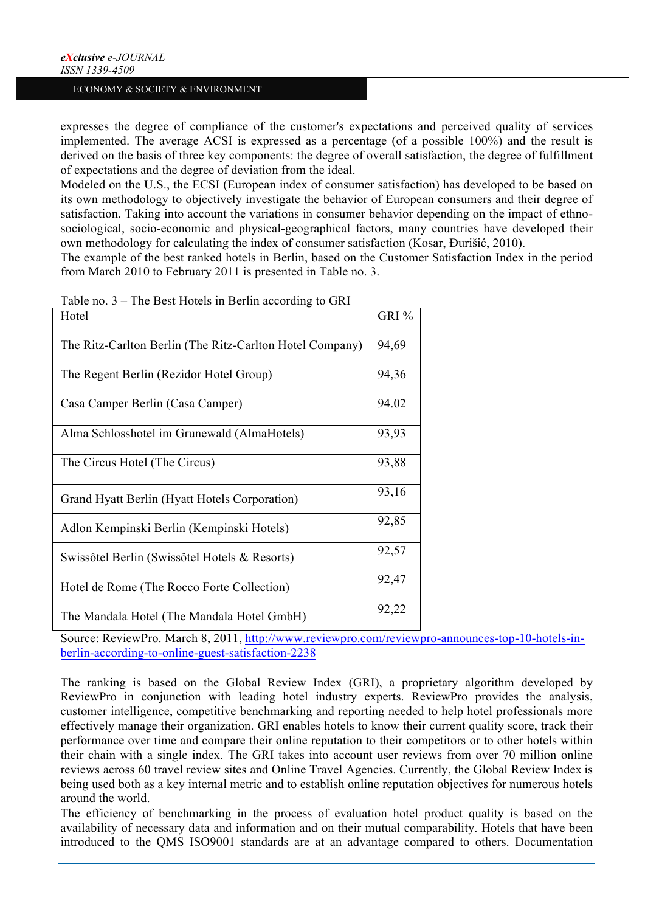expresses the degree of compliance of the customer's expectations and perceived quality of services implemented. The average ACSI is expressed as a percentage (of a possible 100%) and the result is derived on the basis of three key components: the degree of overall satisfaction, the degree of fulfillment of expectations and the degree of deviation from the ideal.

Modeled on the U.S., the ECSI (European index of consumer satisfaction) has developed to be based on its own methodology to objectively investigate the behavior of European consumers and their degree of satisfaction. Taking into account the variations in consumer behavior depending on the impact of ethno-sociological, socio-economic and physical-geographical factors, many countries have developed their own methodology for calculating the index of consumer satisfaction (Kosar, Đurišić, 2010).

The example of the best ranked hotels in Berlin, based on the Customer Satisfaction Index in the period from March 2010 to February 2011 is presented in Table no. 3.

Table no. 3 – The Best Hotels in Berlin according to GRI

| Hotel | GRI % |
|---|---|
| The Ritz-Carlton Berlin (The Ritz-Carlton Hotel Company) | 94,69 |
| The Regent Berlin (Rezidor Hotel Group) | 94,36 |
| Casa Camper Berlin (Casa Camper) | 94.02 |
| Alma Schlosshotel im Grunewald (AlmaHotels) | 93,93 |
| The Circus Hotel (The Circus) | 93,88 |
| Grand Hyatt Berlin (Hyatt Hotels Corporation) | 93,16 |
| Adlon Kempinski Berlin (Kempinski Hotels) | 92,85 |
| Swissôtel Berlin (Swissôtel Hotels & Resorts) | 92,57 |
| Hotel de Rome (The Rocco Forte Collection) | 92,47 |
| The Mandala Hotel (The Mandala Hotel GmbH) | 92,22 |

Source: ReviewPro. March 8, 2011, http://www.reviewpro.com/reviewpro-announces-top-10-hotels-in-berlin-according-to-online-guest-satisfaction-2238

The ranking is based on the Global Review Index (GRI), a proprietary algorithm developed by ReviewPro in conjunction with leading hotel industry experts. ReviewPro provides the analysis, customer intelligence, competitive benchmarking and reporting needed to help hotel professionals more effectively manage their organization. GRI enables hotels to know their current quality score, track their performance over time and compare their online reputation to their competitors or to other hotels within their chain with a single index. The GRI takes into account user reviews from over 70 million online reviews across 60 travel review sites and Online Travel Agencies. Currently, the Global Review Index is being used both as a key internal metric and to establish online reputation objectives for numerous hotels around the world.

The efficiency of benchmarking in the process of evaluation hotel product quality is based on the availability of necessary data and information and on their mutual comparability. Hotels that have been introduced to the QMS ISO9001 standards are at an advantage compared to others. Documentation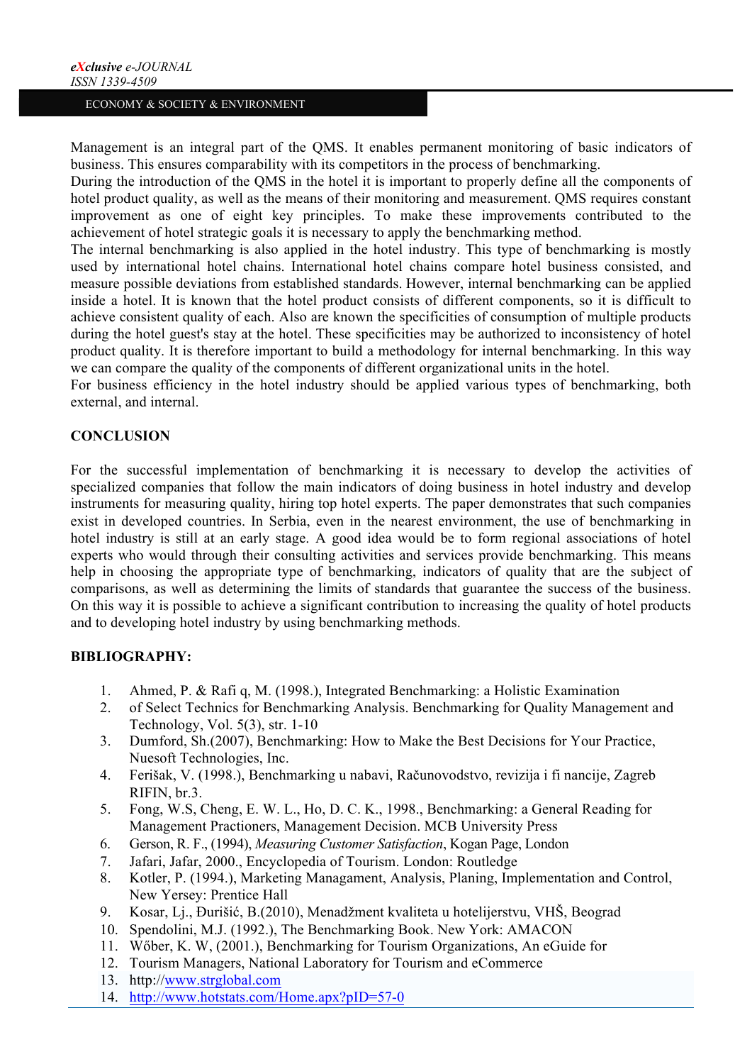Management is an integral part of the QMS. It enables permanent monitoring of basic indicators of business. This ensures comparability with its competitors in the process of benchmarking.
During the introduction of the QMS in the hotel it is important to properly define all the components of hotel product quality, as well as the means of their monitoring and measurement. QMS requires constant improvement as one of eight key principles. To make these improvements contributed to the achievement of hotel strategic goals it is necessary to apply the benchmarking method.
The internal benchmarking is also applied in the hotel industry. This type of benchmarking is mostly used by international hotel chains. International hotel chains compare hotel business consisted, and measure possible deviations from established standards. However, internal benchmarking can be applied inside a hotel. It is known that the hotel product consists of different components, so it is difficult to achieve consistent quality of each. Also are known the specificities of consumption of multiple products during the hotel guest's stay at the hotel. These specificities may be authorized to inconsistency of hotel product quality. It is therefore important to build a methodology for internal benchmarking. In this way we can compare the quality of the components of different organizational units in the hotel.
For business efficiency in the hotel industry should be applied various types of benchmarking, both external, and internal.

## CONCLUSION

For the successful implementation of benchmarking it is necessary to develop the activities of specialized companies that follow the main indicators of doing business in hotel industry and develop instruments for measuring quality, hiring top hotel experts. The paper demonstrates that such companies exist in developed countries. In Serbia, even in the nearest environment, the use of benchmarking in hotel industry is still at an early stage. A good idea would be to form regional associations of hotel experts who would through their consulting activities and services provide benchmarking. This means help in choosing the appropriate type of benchmarking, indicators of quality that are the subject of comparisons, as well as determining the limits of standards that guarantee the success of the business. On this way it is possible to achieve a significant contribution to increasing the quality of hotel products and to developing hotel industry by using benchmarking methods.

## BIBLIOGRAPHY:

1. Ahmed, P. & Rafi q, M. (1998.), Integrated Benchmarking: a Holistic Examination
2. of Select Technics for Benchmarking Analysis. Benchmarking for Quality Management and Technology, Vol. 5(3), str. 1-10
3. Dumford, Sh.(2007), Benchmarking: How to Make the Best Decisions for Your Practice, Nuesoft Technologies, Inc.
4. Ferišak, V. (1998.), Benchmarking u nabavi, Računovodstvo, revizija i fi nancije, Zagreb RIFIN, br.3.
5. Fong, W.S, Cheng, E. W. L., Ho, D. C. K., 1998., Benchmarking: a General Reading for Management Practioners, Management Decision. MCB University Press
6. Gerson, R. F., (1994), *Measuring Customer Satisfaction*, Kogan Page, London
7. Jafari, Jafar, 2000., Encyclopedia of Tourism. London: Routledge
8. Kotler, P. (1994.), Marketing Managament, Analysis, Planing, Implementation and Control, New Yersey: Prentice Hall
9. Kosar, Lj., Đurišić, B.(2010), Menadžment kvaliteta u hotelijerstvu, VHŠ, Beograd
10. Spendolini, M.J. (1992.), The Benchmarking Book. New York: AMACON
11. Wőber, K. W, (2001.), Benchmarking for Tourism Organizations, An eGuide for
12. Tourism Managers, National Laboratory for Tourism and eCommerce
13. http://www.strglobal.com
14. http://www.hotstats.com/Home.apx?pID=57-0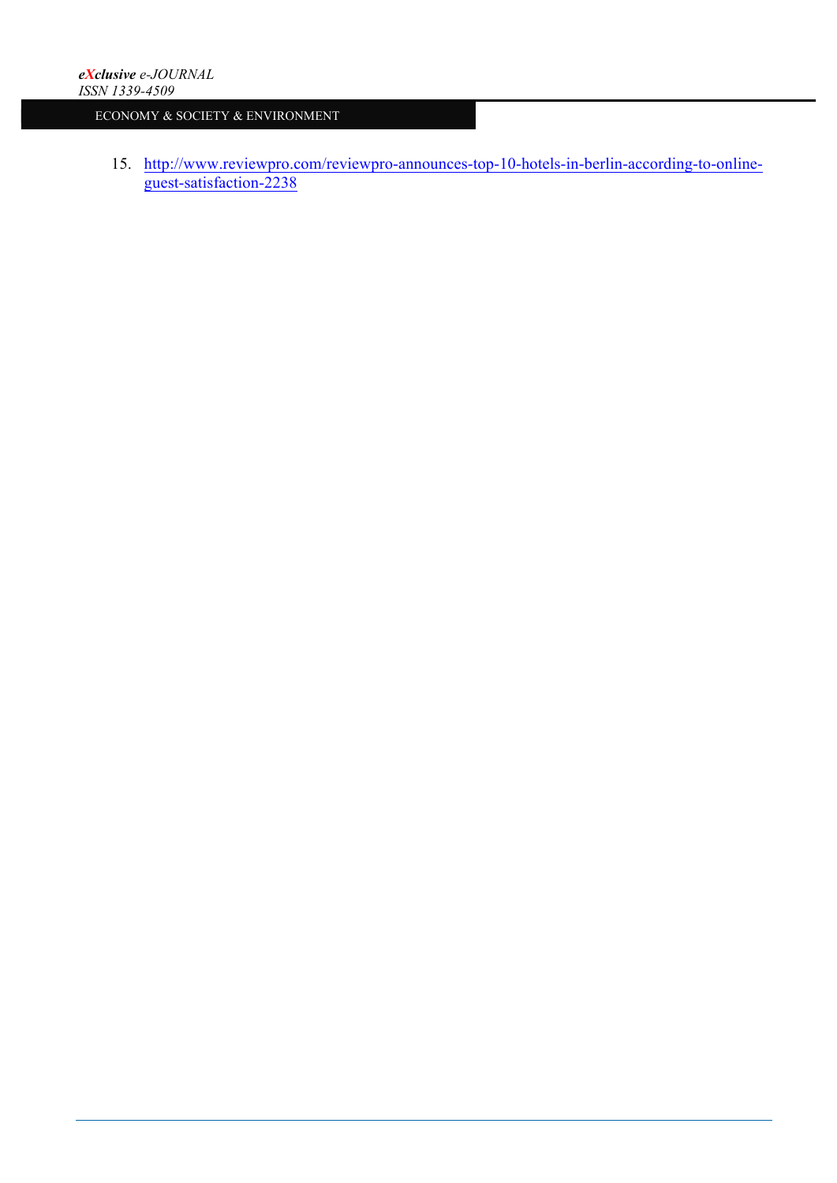15. http://www.reviewpro.com/reviewpro-announces-top-10-hotels-in-berlin-according-to-online-guest-satisfaction-2238